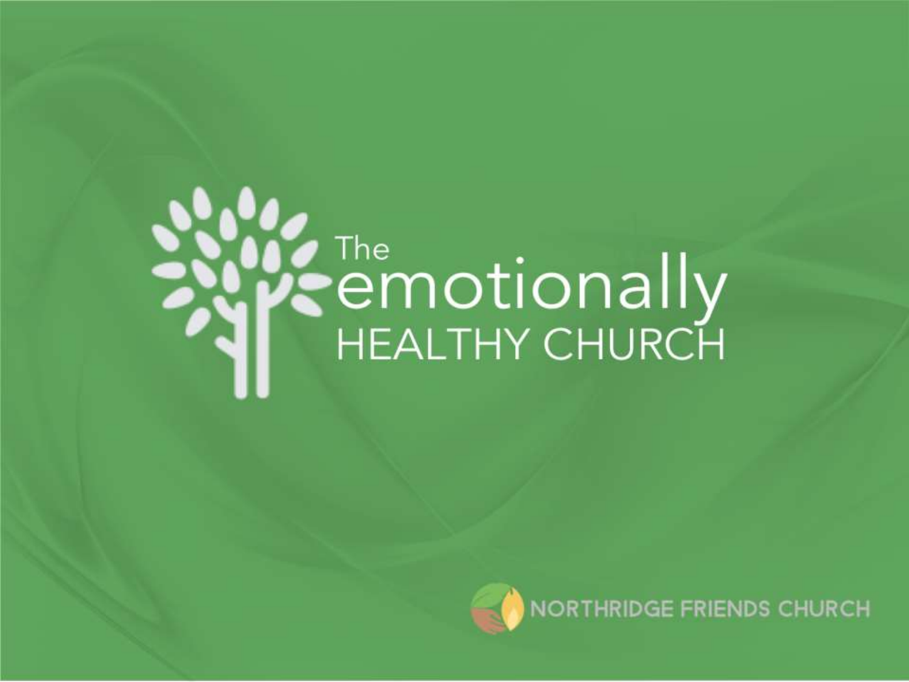# The emotionally HEALTHY CHURCH

NORTHRIDGE FRIENDS CHURCH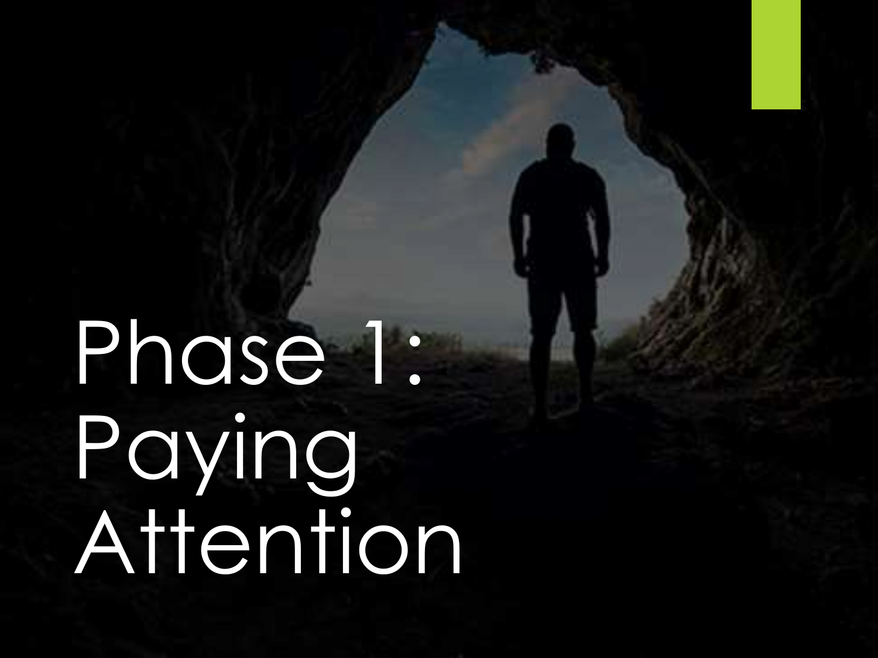# Phase 1: Paying Attention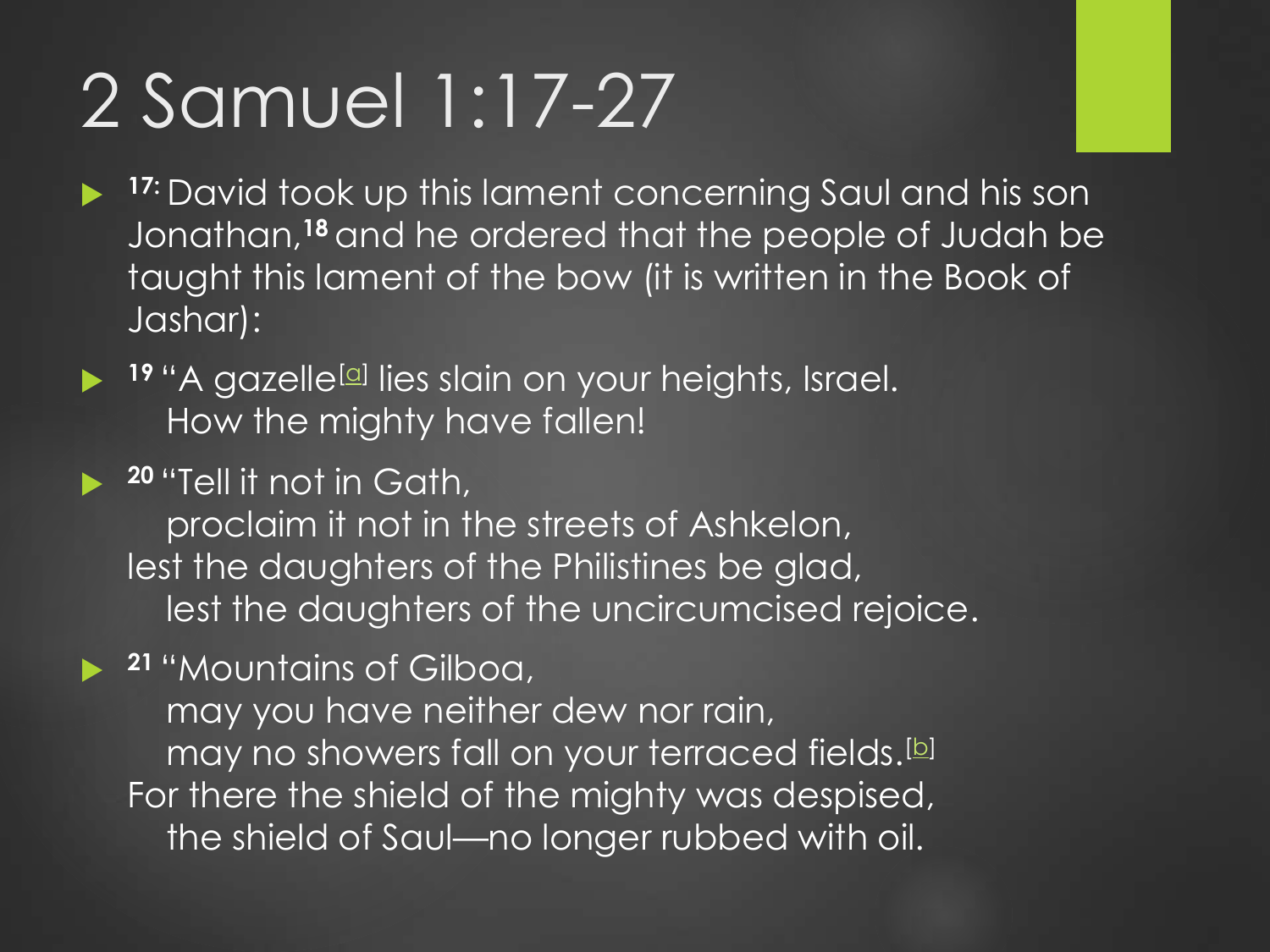# 2 Samuel 1:17-27

- **17:** David took up this lament concerning Saul and his son Jonathan,**18** and he ordered that the people of Judah be taught this lament of the bow (it is written in the Book of Jashar):

- **19** "A gazelle[a] lies slain on your heights, Israel.
  How the mighty have fallen!

- **20** "Tell it not in Gath,
  proclaim it not in the streets of Ashkelon,
  lest the daughters of the Philistines be glad,
  lest the daughters of the uncircumcised rejoice.

- **21** "Mountains of Gilboa,
  may you have neither dew nor rain,
  may no showers fall on your terraced fields.[b]
  For there the shield of the mighty was despised,
  the shield of Saul—no longer rubbed with oil.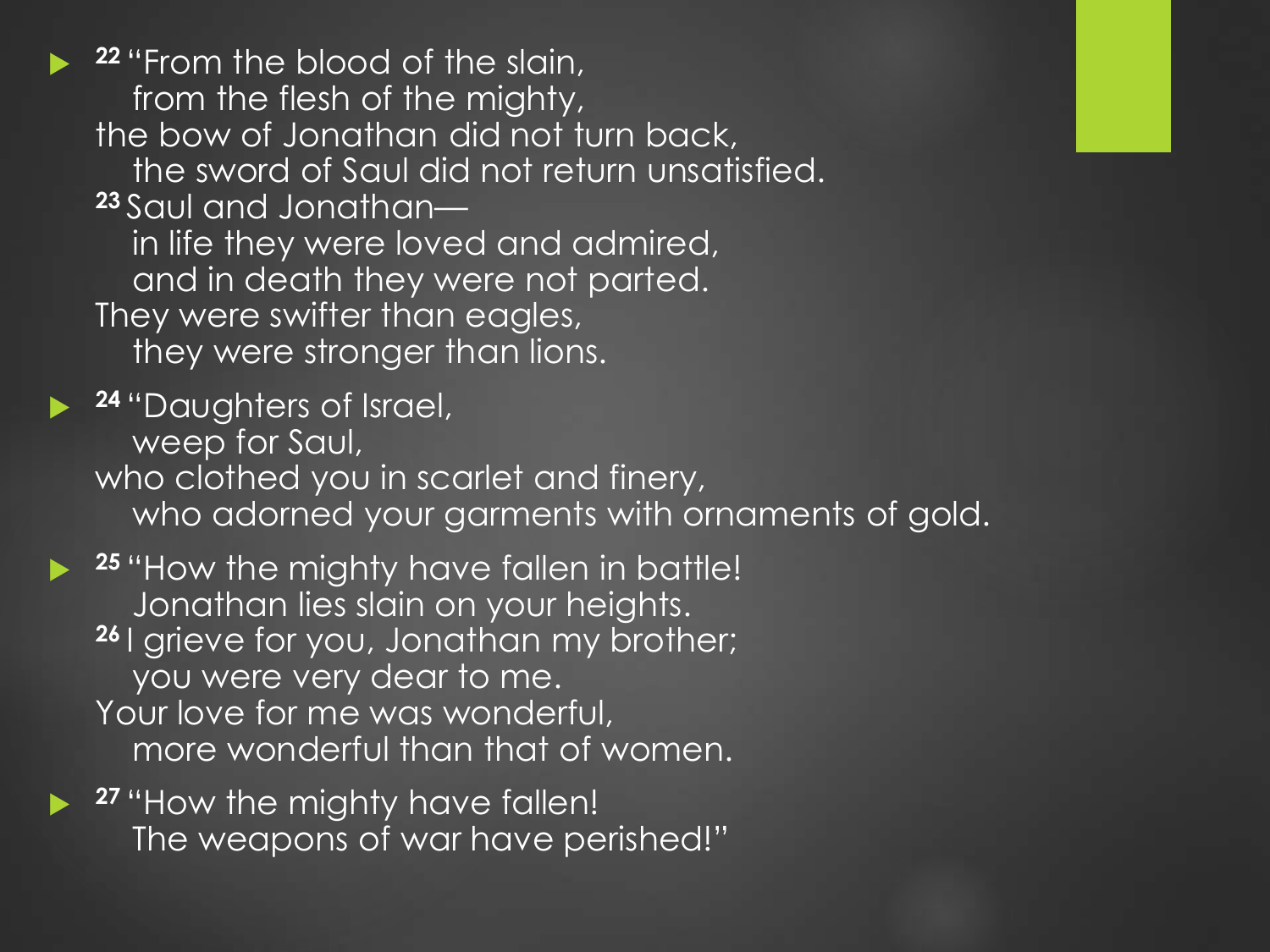- [22] "From the blood of the slain,
  from the flesh of the mighty,
  the bow of Jonathan did not turn back,
  the sword of Saul did not return unsatisfied.
  [23] Saul and Jonathan—
  in life they were loved and admired,
  and in death they were not parted.
  They were swifter than eagles,
  they were stronger than lions.

- [24] "Daughters of Israel,
  weep for Saul,
  who clothed you in scarlet and finery,
  who adorned your garments with ornaments of gold.

- [25] "How the mighty have fallen in battle!
  Jonathan lies slain on your heights.
  [26] I grieve for you, Jonathan my brother;
  you were very dear to me.
  Your love for me was wonderful,
  more wonderful than that of women.

- [27] "How the mighty have fallen!
  The weapons of war have perished!"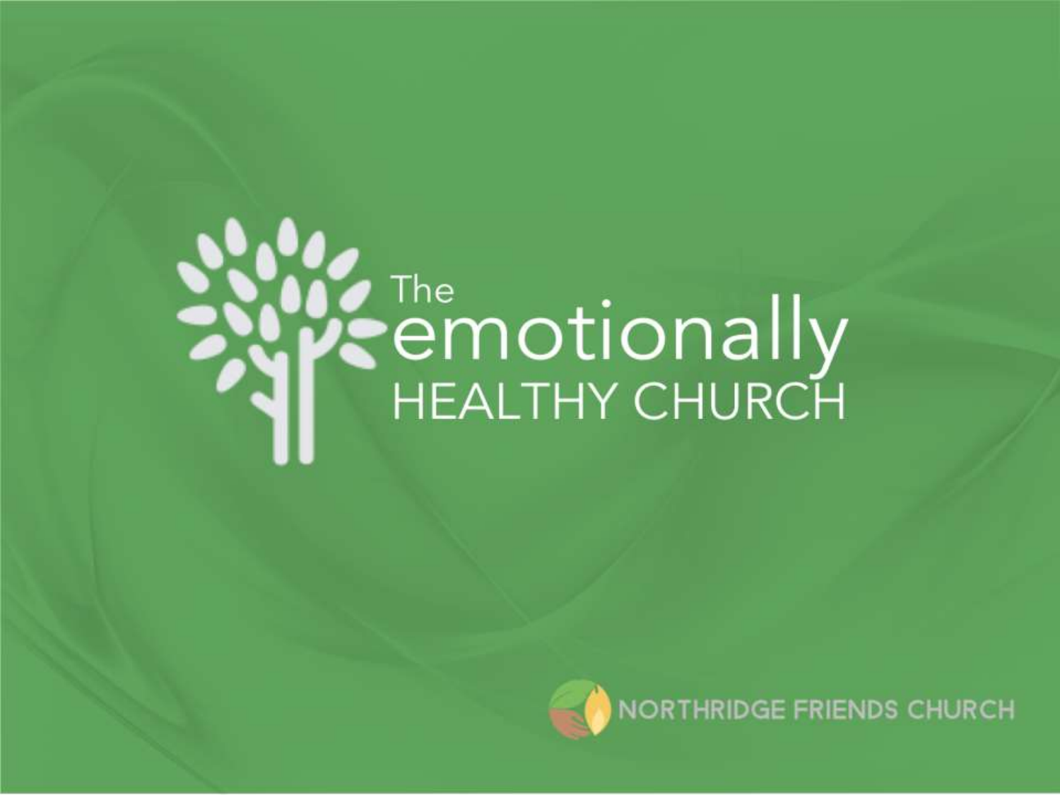# The emotionally HEALTHY CHURCH

NORTHRIDGE FRIENDS CHURCH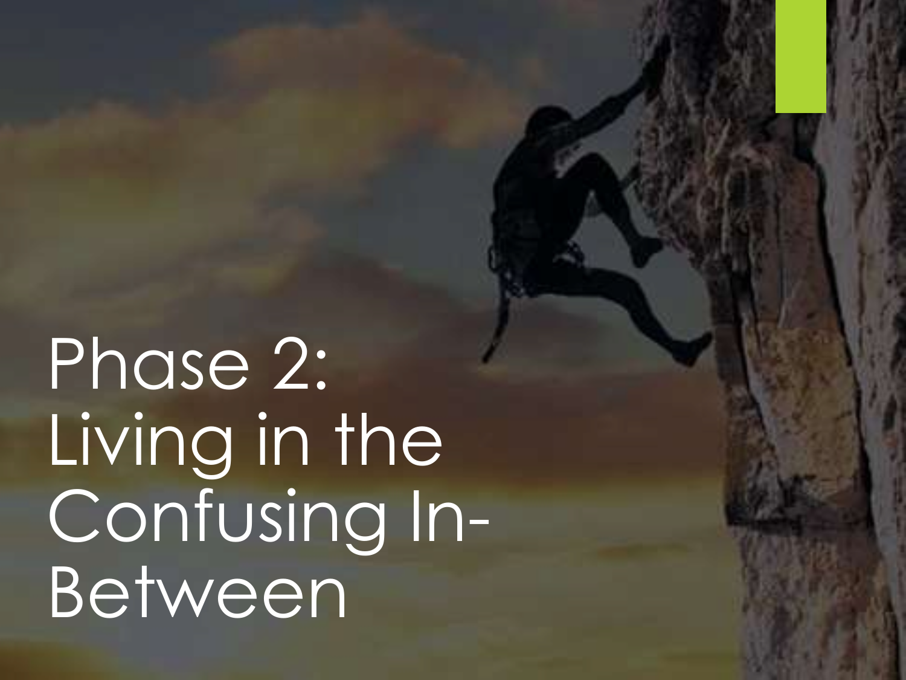# Phase 2: Living in the Confusing In-Between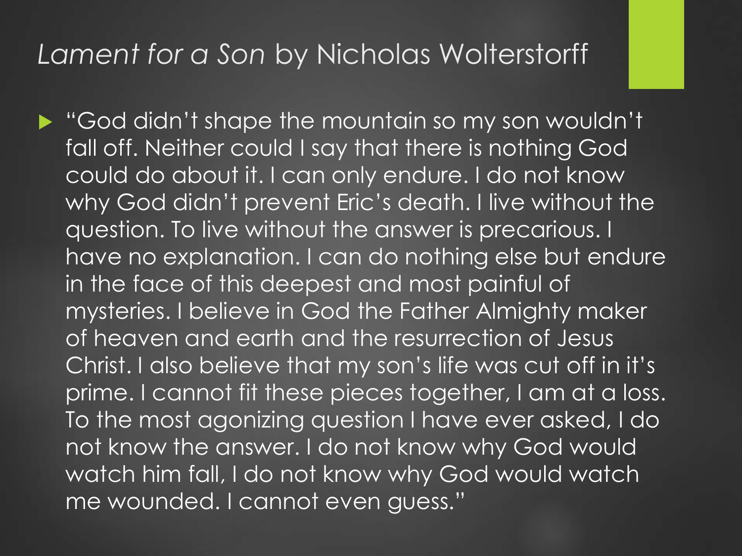## *Lament for a Son* by Nicholas Wolterstorff

- "God didn't shape the mountain so my son wouldn't fall off. Neither could I say that there is nothing God could do about it. I can only endure. I do not know why God didn't prevent Eric's death. I live without the question. To live without the answer is precarious. I have no explanation. I can do nothing else but endure in the face of this deepest and most painful of mysteries. I believe in God the Father Almighty maker of heaven and earth and the resurrection of Jesus Christ. I also believe that my son's life was cut off in it's prime. I cannot fit these pieces together, I am at a loss. To the most agonizing question I have ever asked, I do not know the answer. I do not know why God would watch him fall, I do not know why God would watch me wounded. I cannot even guess."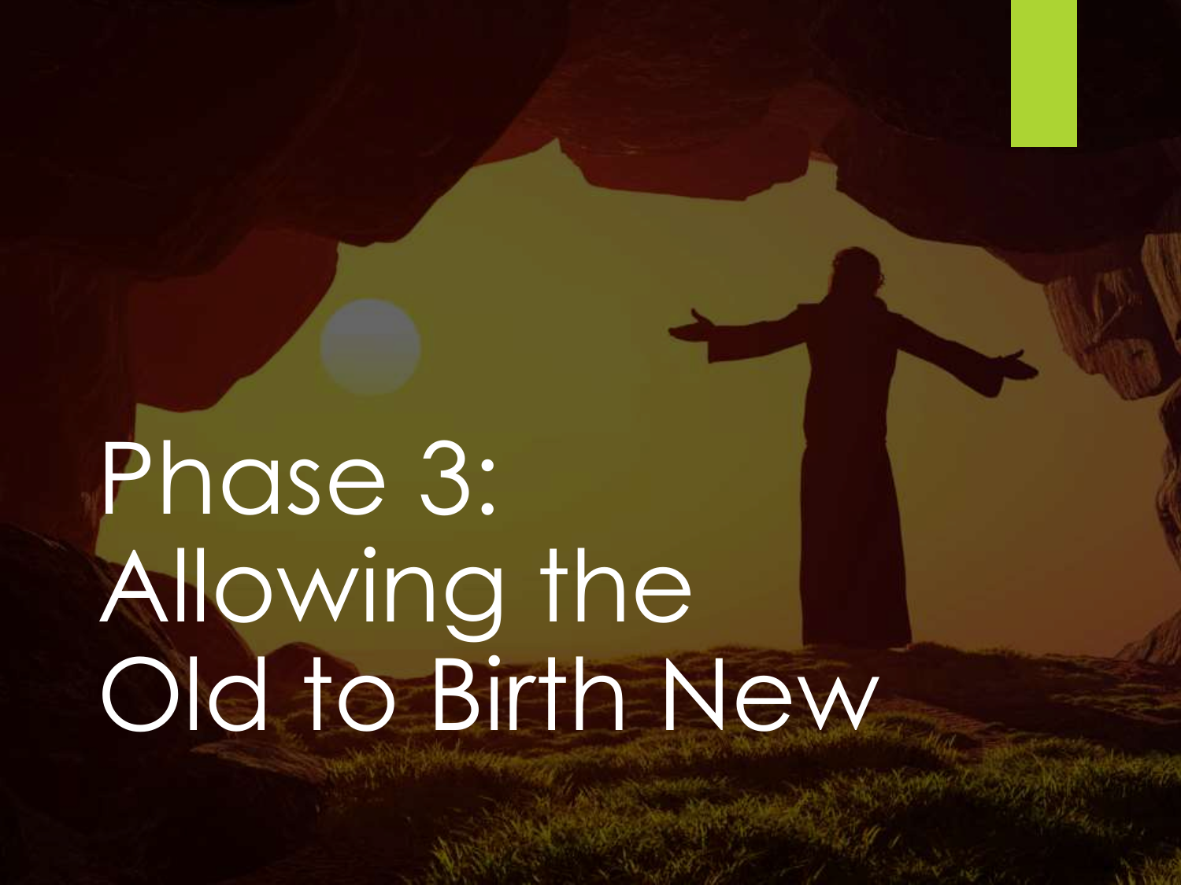# Phase 3: Allowing the Old to Birth New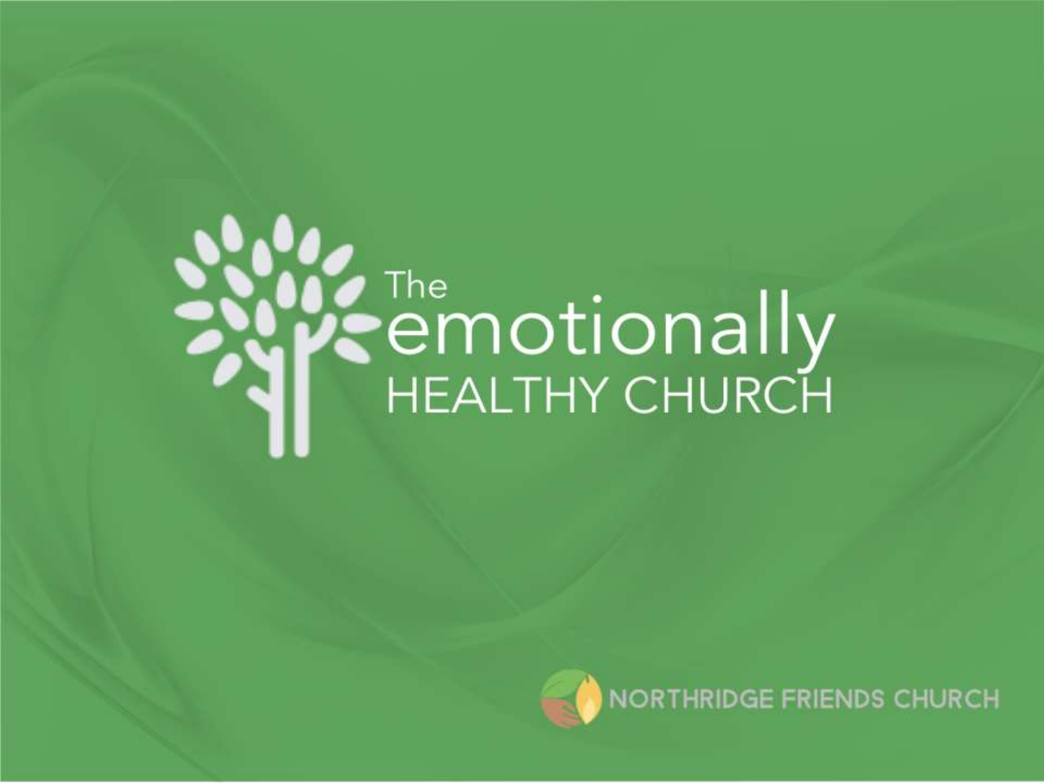# The emotionally HEALTHY CHURCH

NORTHRIDGE FRIENDS CHURCH